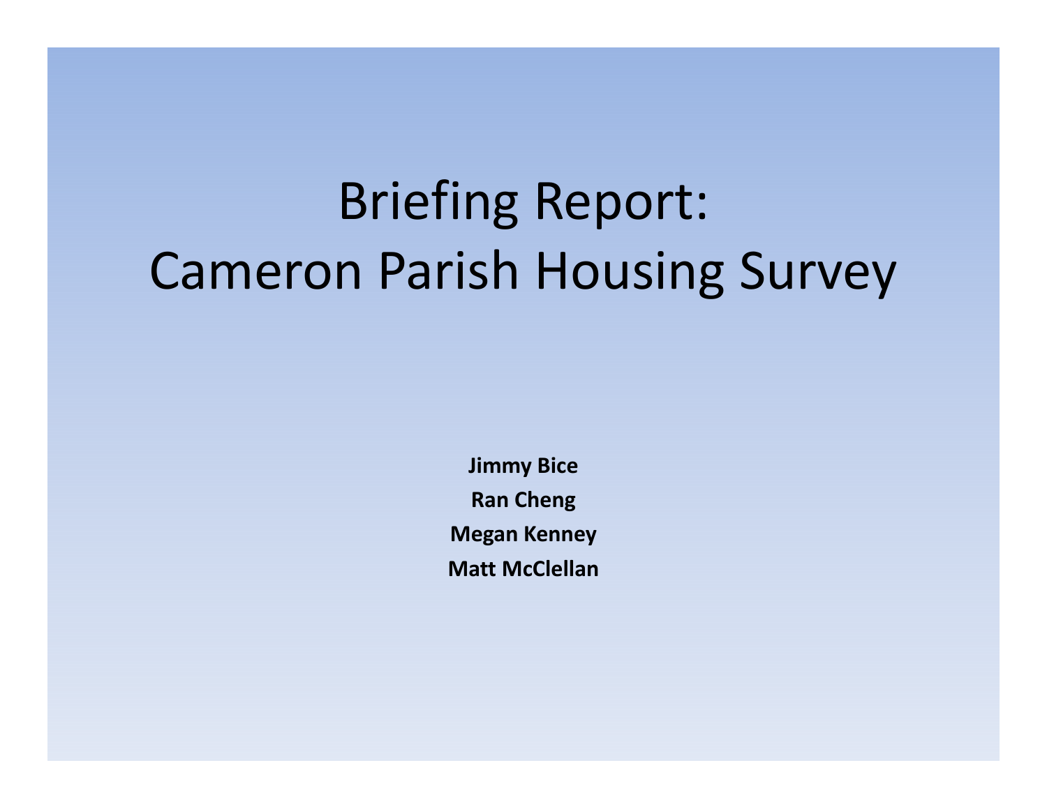# Briefing Report: Cameron Parish Housing Survey

**Jimmy Bice**

**Ran Cheng**

**Megan Kenney**

**Matt McClellan**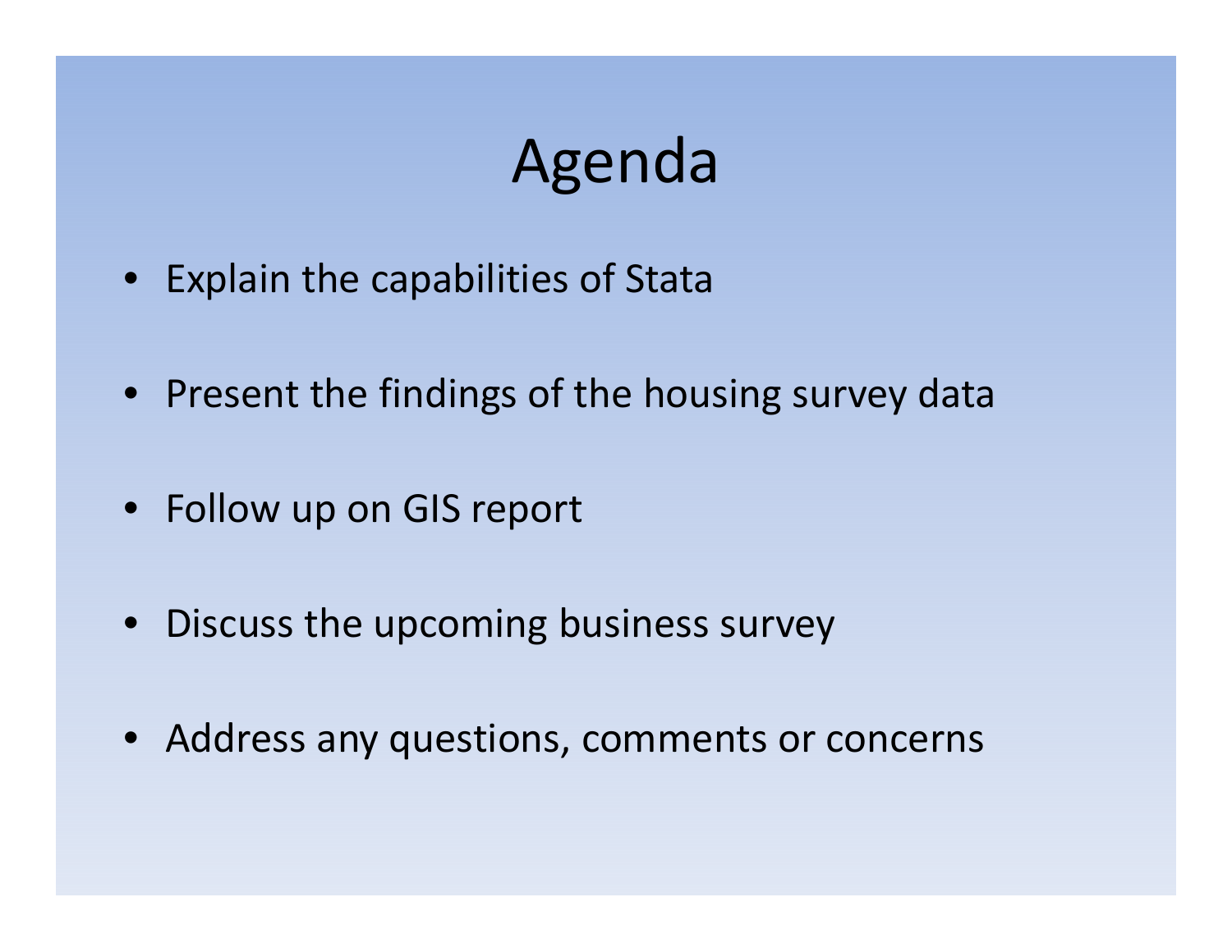# Agenda

- Explain the capabilities of Stata
- Present the findings of the housing survey data
- Follow up on GIS report
- Discuss the upcoming business survey
- Address any questions, comments or concerns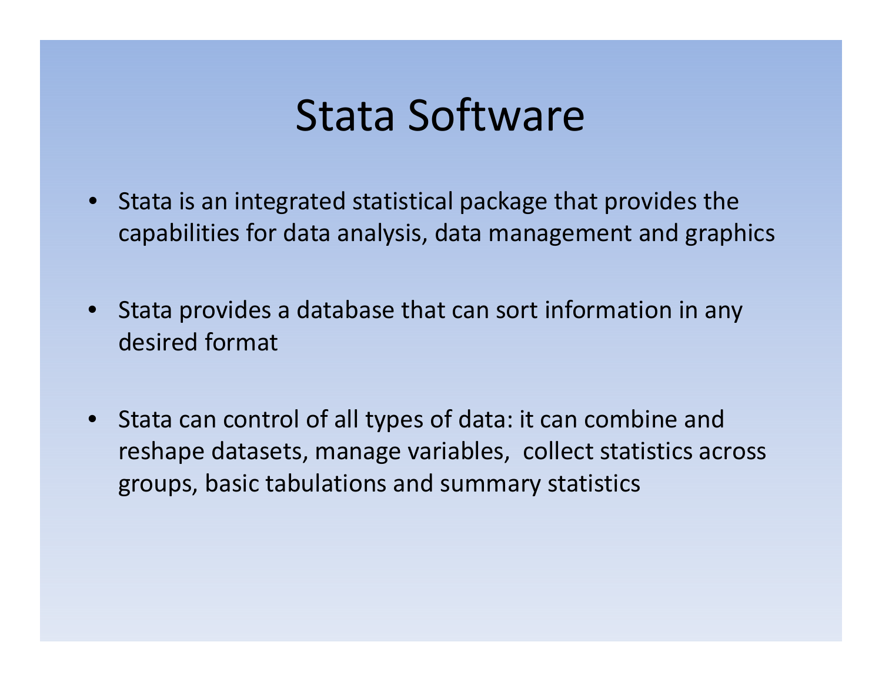# Stata Software

- Stata is an integrated statistical package that provides the capabilities for data analysis, data management and graphics

- Stata provides a database that can sort information in any desired format

- Stata can control of all types of data: it can combine and reshape datasets, manage variables,  collect statistics across groups, basic tabulations and summary statistics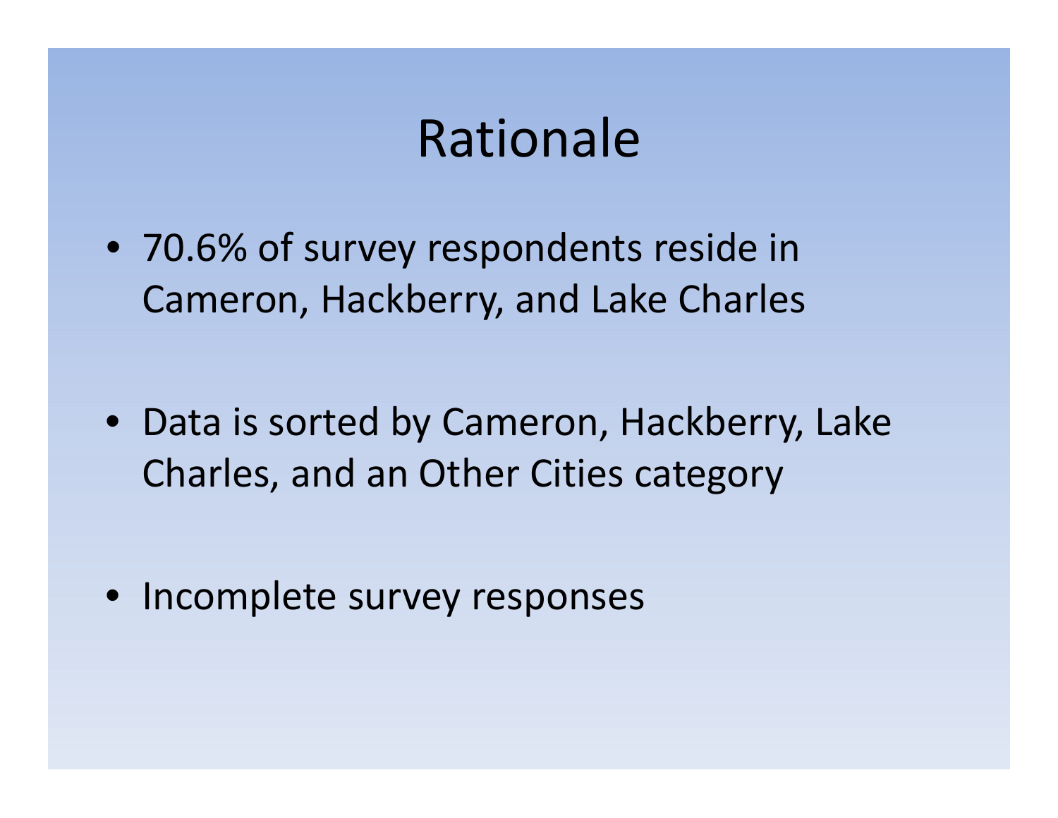# Rationale

- 70.6% of survey respondents reside in Cameron, Hackberry, and Lake Charles
- Data is sorted by Cameron, Hackberry, Lake Charles, and an Other Cities category
- Incomplete survey responses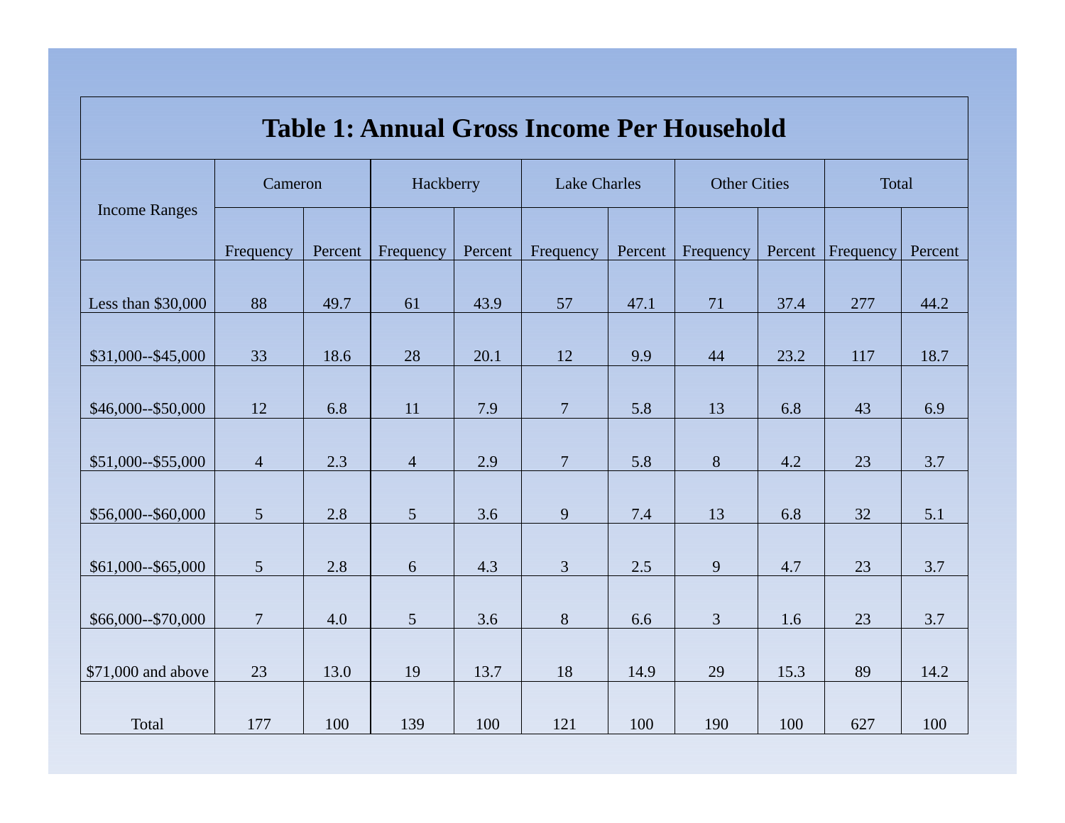# Table 1: Annual Gross Income Per Household

| Income Ranges | Cameron | | Hackberry | | Lake Charles | | Other Cities | | Total | |
|---|---|---|---|---|---|---|---|---|---|---|
| | Frequency | Percent | Frequency | Percent | Frequency | Percent | Frequency | Percent | Frequency | Percent |
| Less than $30,000 | 88 | 49.7 | 61 | 43.9 | 57 | 47.1 | 71 | 37.4 | 277 | 44.2 |
| $31,000--$45,000 | 33 | 18.6 | 28 | 20.1 | 12 | 9.9 | 44 | 23.2 | 117 | 18.7 |
| $46,000--$50,000 | 12 | 6.8 | 11 | 7.9 | 7 | 5.8 | 13 | 6.8 | 43 | 6.9 |
| $51,000--$55,000 | 4 | 2.3 | 4 | 2.9 | 7 | 5.8 | 8 | 4.2 | 23 | 3.7 |
| $56,000--$60,000 | 5 | 2.8 | 5 | 3.6 | 9 | 7.4 | 13 | 6.8 | 32 | 5.1 |
| $61,000--$65,000 | 5 | 2.8 | 6 | 4.3 | 3 | 2.5 | 9 | 4.7 | 23 | 3.7 |
| $66,000--$70,000 | 7 | 4.0 | 5 | 3.6 | 8 | 6.6 | 3 | 1.6 | 23 | 3.7 |
| $71,000 and above | 23 | 13.0 | 19 | 13.7 | 18 | 14.9 | 29 | 15.3 | 89 | 14.2 |
| Total | 177 | 100 | 139 | 100 | 121 | 100 | 190 | 100 | 627 | 100 |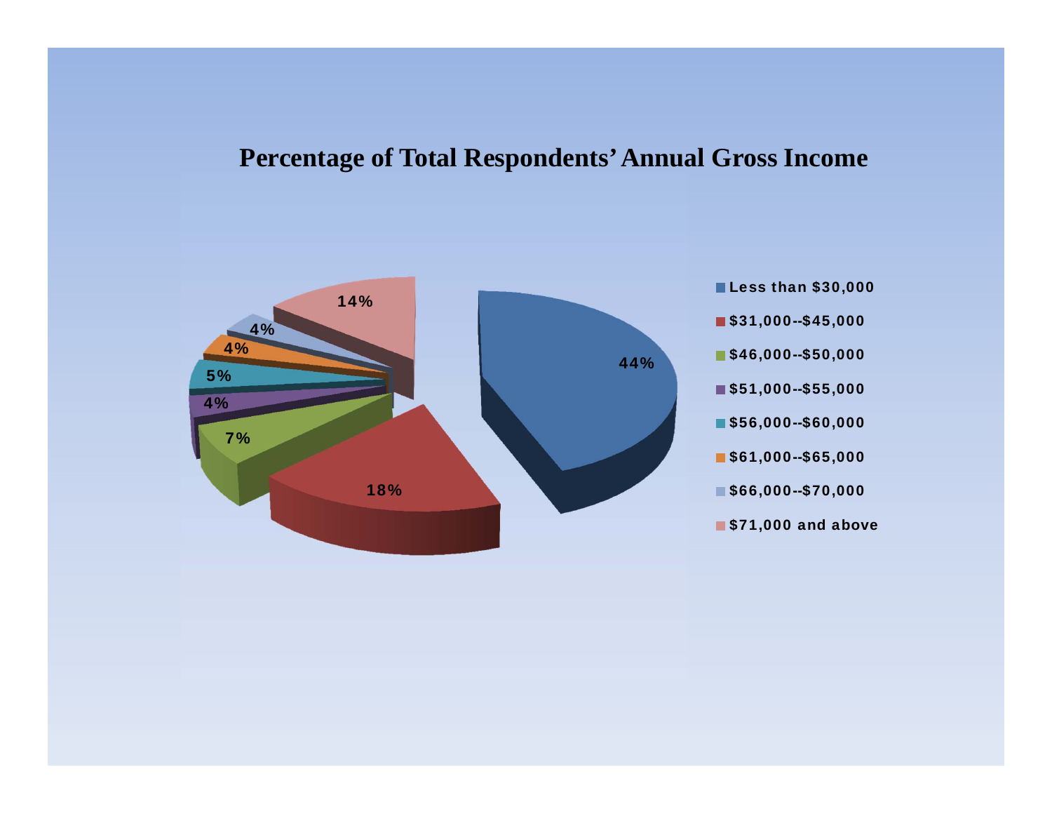# Percentage of Total Respondents' Annual Gross Income

44%
18%
7%
4%
5%
4%
4%
14%

Less than $30,000
$31,000--$45,000
$46,000--$50,000
$51,000--$55,000
$56,000--$60,000
$61,000--$65,000
$66,000--$70,000
$71,000 and above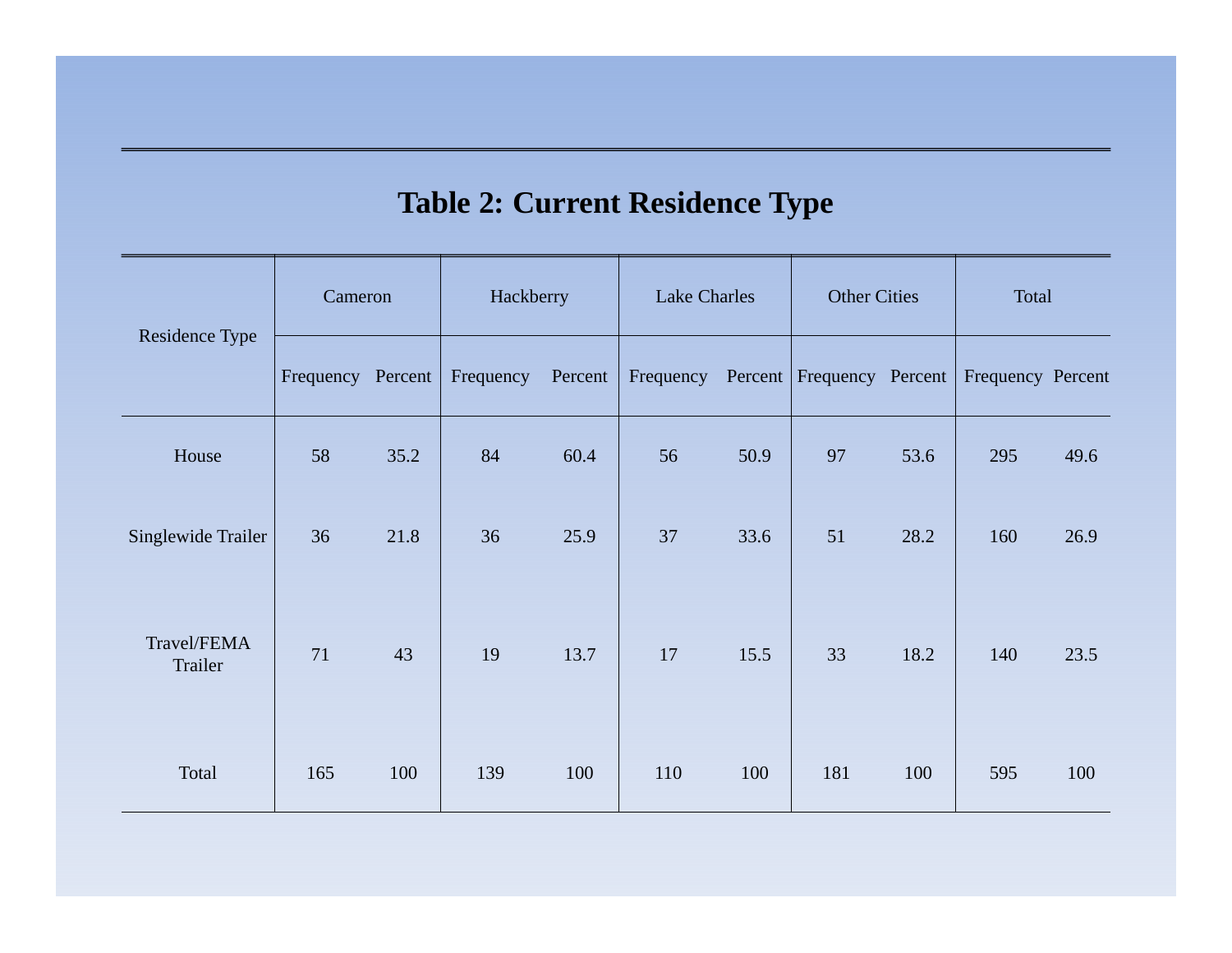# Table 2: Current Residence Type

| Residence Type | Cameron | | Hackberry | | Lake Charles | | Other Cities | | Total | |
|---|---|---|---|---|---|---|---|---|---|---|
| | Frequency | Percent | Frequency | Percent | Frequency | Percent | Frequency | Percent | Frequency | Percent |
| House | 58 | 35.2 | 84 | 60.4 | 56 | 50.9 | 97 | 53.6 | 295 | 49.6 |
| Singlewide Trailer | 36 | 21.8 | 36 | 25.9 | 37 | 33.6 | 51 | 28.2 | 160 | 26.9 |
| Travel/FEMA Trailer | 71 | 43 | 19 | 13.7 | 17 | 15.5 | 33 | 18.2 | 140 | 23.5 |
| Total | 165 | 100 | 139 | 100 | 110 | 100 | 181 | 100 | 595 | 100 |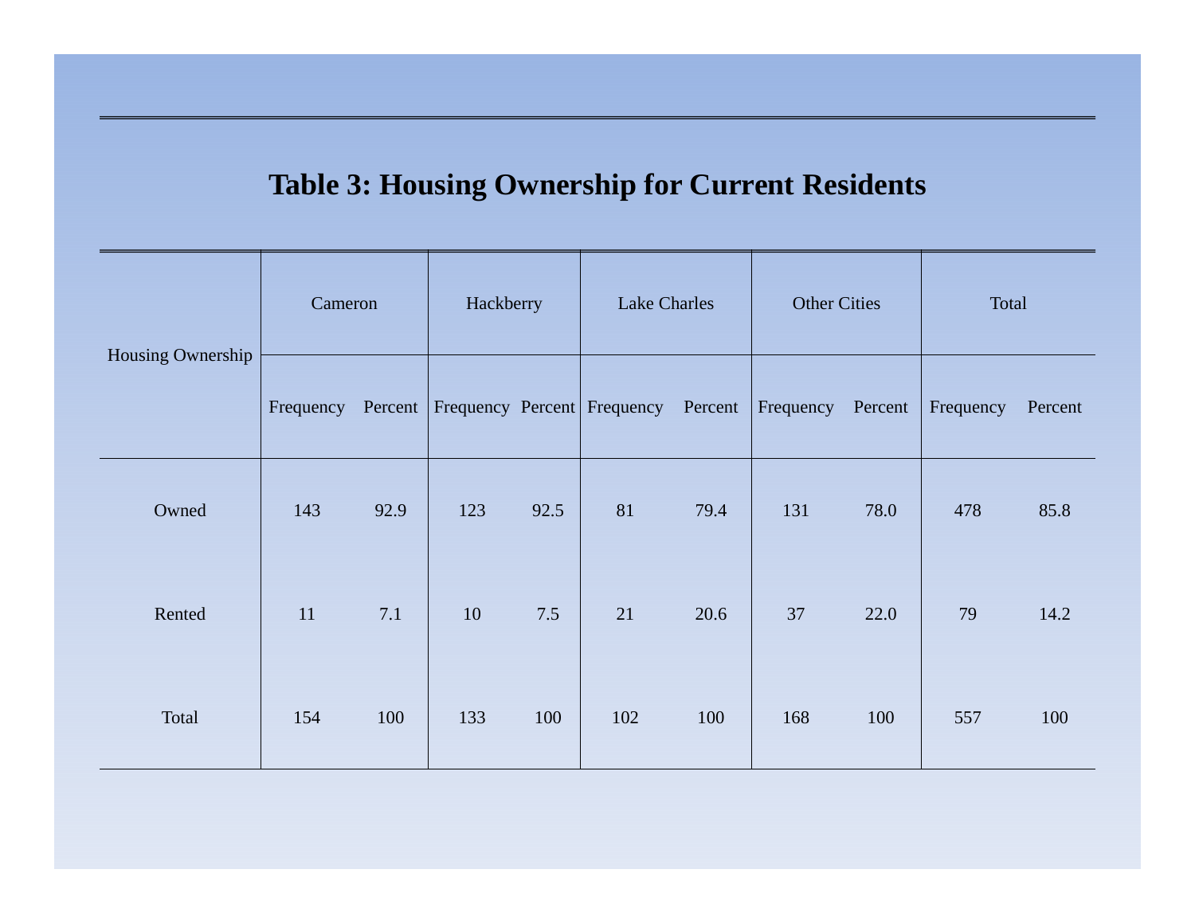# Table 3: Housing Ownership for Current Residents

| Housing Ownership | Cameron | | Hackberry | | Lake Charles | | Other Cities | | Total | |
|---|---|---|---|---|---|---|---|---|---|---|
| | Frequency | Percent | Frequency | Percent | Frequency | Percent | Frequency | Percent | Frequency | Percent |
| Owned | 143 | 92.9 | 123 | 92.5 | 81 | 79.4 | 131 | 78.0 | 478 | 85.8 |
| Rented | 11 | 7.1 | 10 | 7.5 | 21 | 20.6 | 37 | 22.0 | 79 | 14.2 |
| Total | 154 | 100 | 133 | 100 | 102 | 100 | 168 | 100 | 557 | 100 |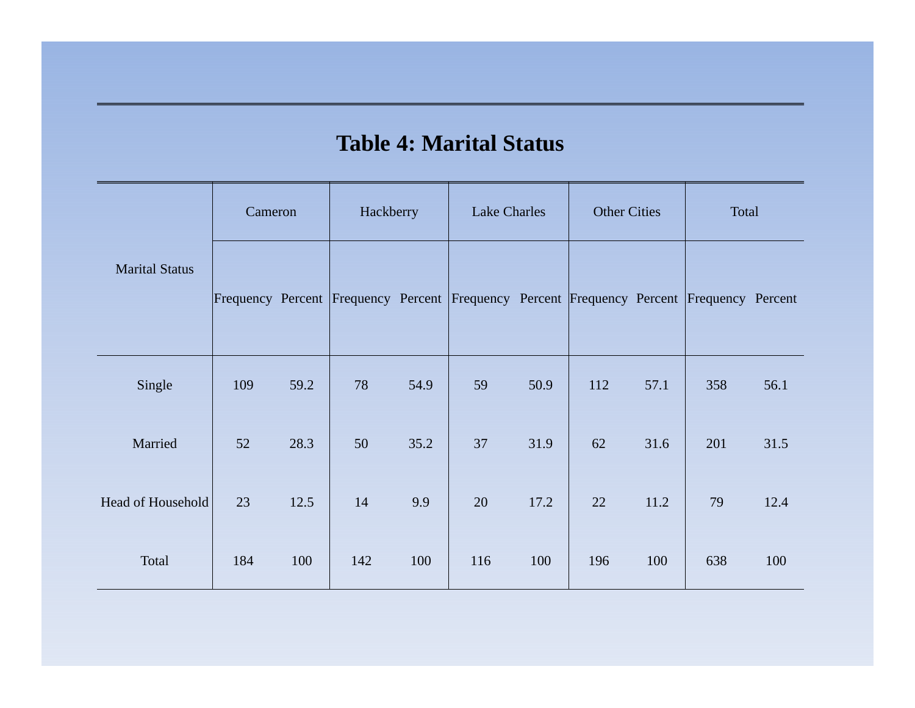# Table 4: Marital Status

| Marital Status | Cameron | | Hackberry | | Lake Charles | | Other Cities | | Total | |
|---|---|---|---|---|---|---|---|---|---|---|
| | Frequency | Percent | Frequency | Percent | Frequency | Percent | Frequency | Percent | Frequency | Percent |
| Single | 109 | 59.2 | 78 | 54.9 | 59 | 50.9 | 112 | 57.1 | 358 | 56.1 |
| Married | 52 | 28.3 | 50 | 35.2 | 37 | 31.9 | 62 | 31.6 | 201 | 31.5 |
| Head of Household | 23 | 12.5 | 14 | 9.9 | 20 | 17.2 | 22 | 11.2 | 79 | 12.4 |
| Total | 184 | 100 | 142 | 100 | 116 | 100 | 196 | 100 | 638 | 100 |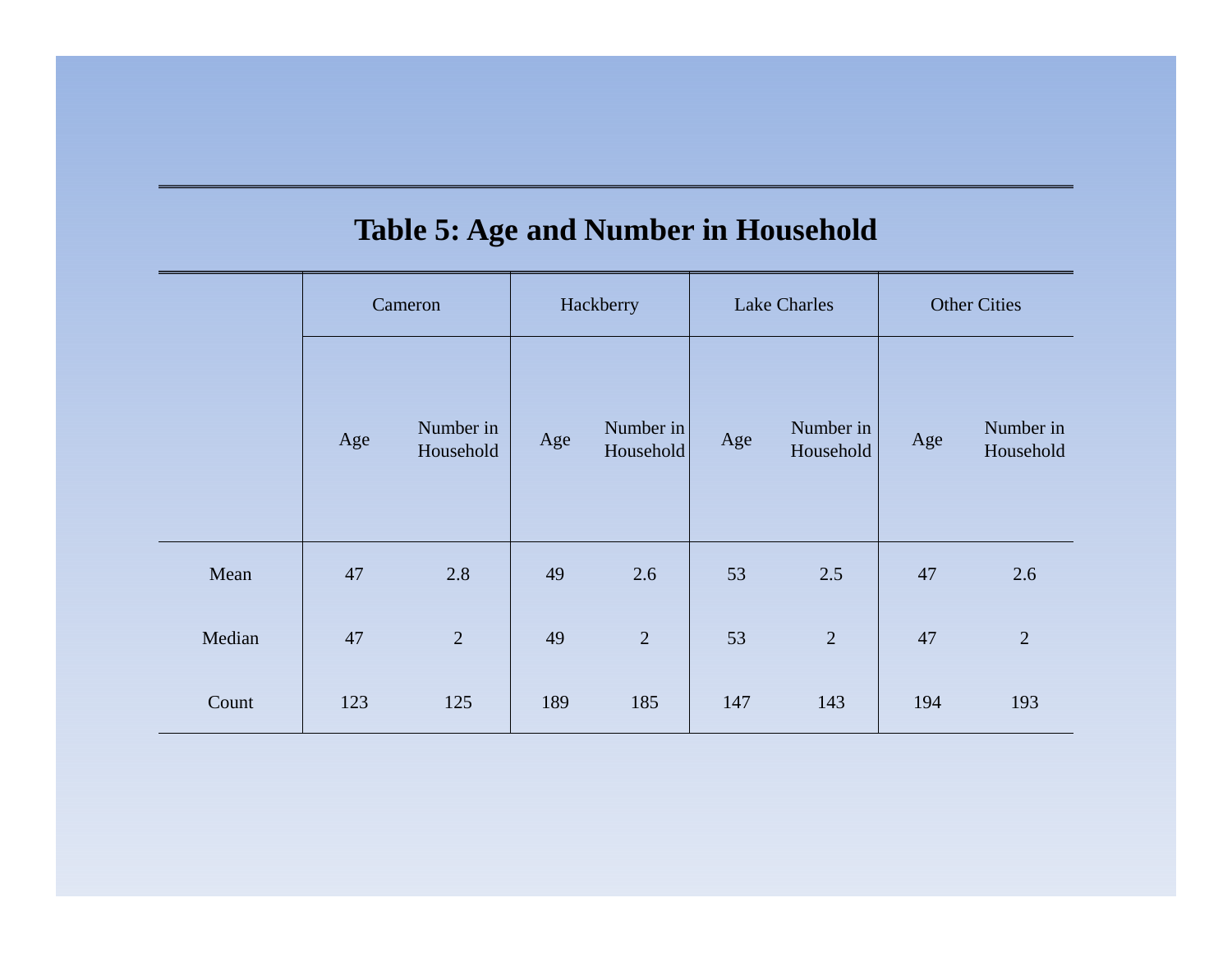# Table 5: Age and Number in Household

| | Cameron | | Hackberry | | Lake Charles | | Other Cities | |
|---|---|---|---|---|---|---|---|---|
| | Age | Number in Household | Age | Number in Household | Age | Number in Household | Age | Number in Household |
| Mean | 47 | 2.8 | 49 | 2.6 | 53 | 2.5 | 47 | 2.6 |
| Median | 47 | 2 | 49 | 2 | 53 | 2 | 47 | 2 |
| Count | 123 | 125 | 189 | 185 | 147 | 143 | 194 | 193 |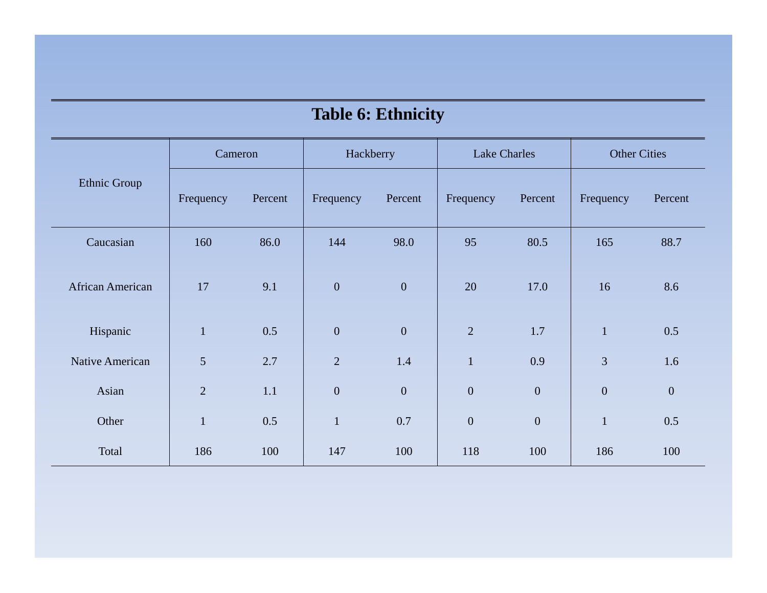# Table 6: Ethnicity

| Ethnic Group | Cameron | | Hackberry | | Lake Charles | | Other Cities | |
|---|---|---|---|---|---|---|---|---|
| | Frequency | Percent | Frequency | Percent | Frequency | Percent | Frequency | Percent |
| Caucasian | 160 | 86.0 | 144 | 98.0 | 95 | 80.5 | 165 | 88.7 |
| African American | 17 | 9.1 | 0 | 0 | 20 | 17.0 | 16 | 8.6 |
| Hispanic | 1 | 0.5 | 0 | 0 | 2 | 1.7 | 1 | 0.5 |
| Native American | 5 | 2.7 | 2 | 1.4 | 1 | 0.9 | 3 | 1.6 |
| Asian | 2 | 1.1 | 0 | 0 | 0 | 0 | 0 | 0 |
| Other | 1 | 0.5 | 1 | 0.7 | 0 | 0 | 1 | 0.5 |
| Total | 186 | 100 | 147 | 100 | 118 | 100 | 186 | 100 |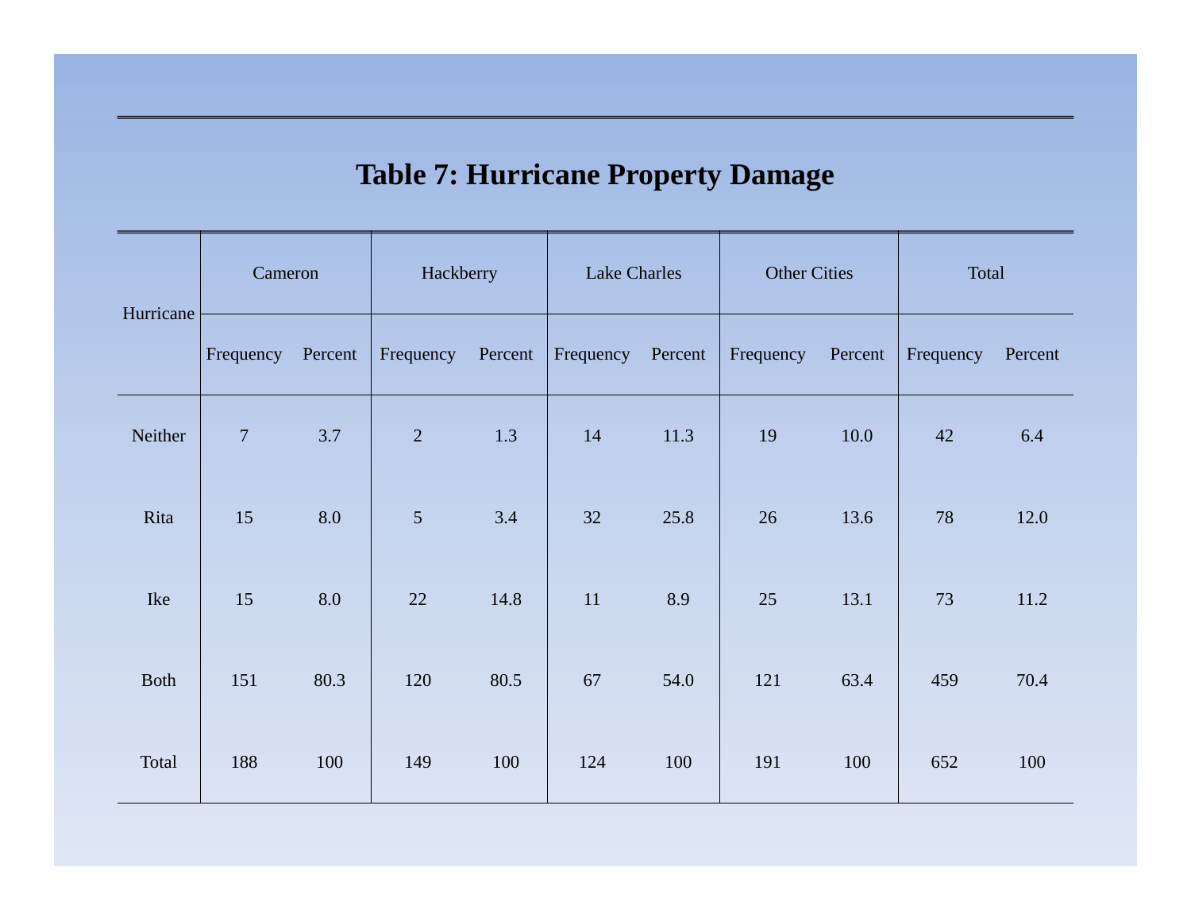# Table 7: Hurricane Property Damage

| Hurricane | Cameron | | Hackberry | | Lake Charles | | Other Cities | | Total | |
|---|---|---|---|---|---|---|---|---|---|---|
| | Frequency | Percent | Frequency | Percent | Frequency | Percent | Frequency | Percent | Frequency | Percent |
| Neither | 7 | 3.7 | 2 | 1.3 | 14 | 11.3 | 19 | 10.0 | 42 | 6.4 |
| Rita | 15 | 8.0 | 5 | 3.4 | 32 | 25.8 | 26 | 13.6 | 78 | 12.0 |
| Ike | 15 | 8.0 | 22 | 14.8 | 11 | 8.9 | 25 | 13.1 | 73 | 11.2 |
| Both | 151 | 80.3 | 120 | 80.5 | 67 | 54.0 | 121 | 63.4 | 459 | 70.4 |
| Total | 188 | 100 | 149 | 100 | 124 | 100 | 191 | 100 | 652 | 100 |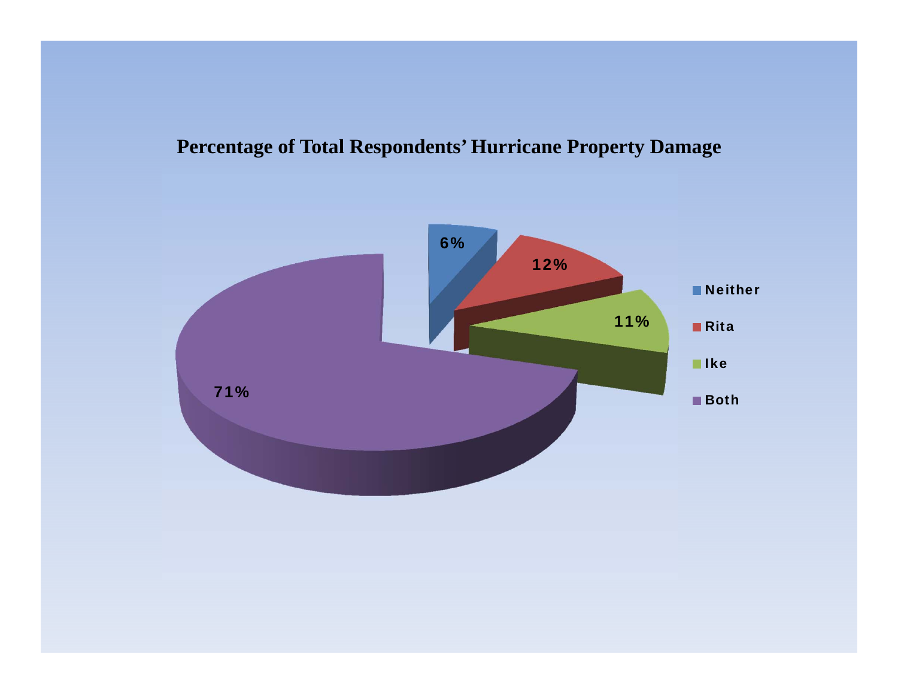## Percentage of Total Respondents' Hurricane Property Damage

| Category | Percentage |
| --- | --- |
| Neither | 6% |
| Rita | 12% |
| Ike | 11% |
| Both | 71% |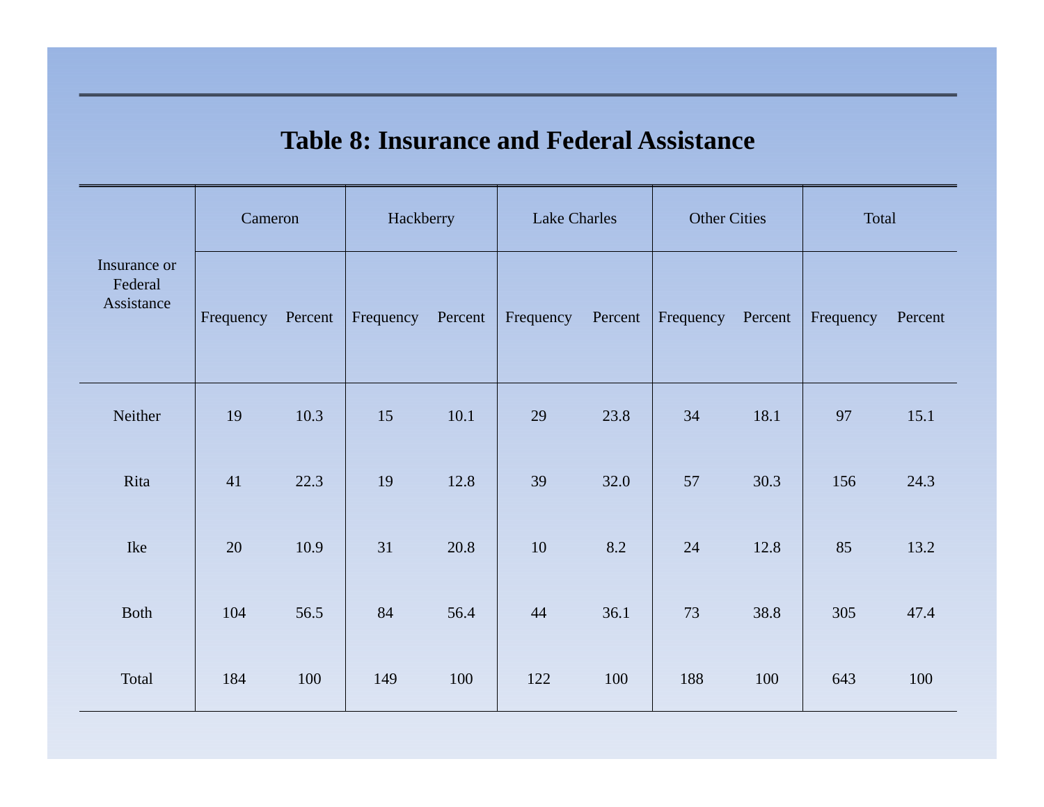# Table 8: Insurance and Federal Assistance

| Insurance or Federal Assistance | Cameron | | Hackberry | | Lake Charles | | Other Cities | | Total | |
|---|---|---|---|---|---|---|---|---|---|---|
| | Frequency | Percent | Frequency | Percent | Frequency | Percent | Frequency | Percent | Frequency | Percent |
| Neither | 19 | 10.3 | 15 | 10.1 | 29 | 23.8 | 34 | 18.1 | 97 | 15.1 |
| Rita | 41 | 22.3 | 19 | 12.8 | 39 | 32.0 | 57 | 30.3 | 156 | 24.3 |
| Ike | 20 | 10.9 | 31 | 20.8 | 10 | 8.2 | 24 | 12.8 | 85 | 13.2 |
| Both | 104 | 56.5 | 84 | 56.4 | 44 | 36.1 | 73 | 38.8 | 305 | 47.4 |
| Total | 184 | 100 | 149 | 100 | 122 | 100 | 188 | 100 | 643 | 100 |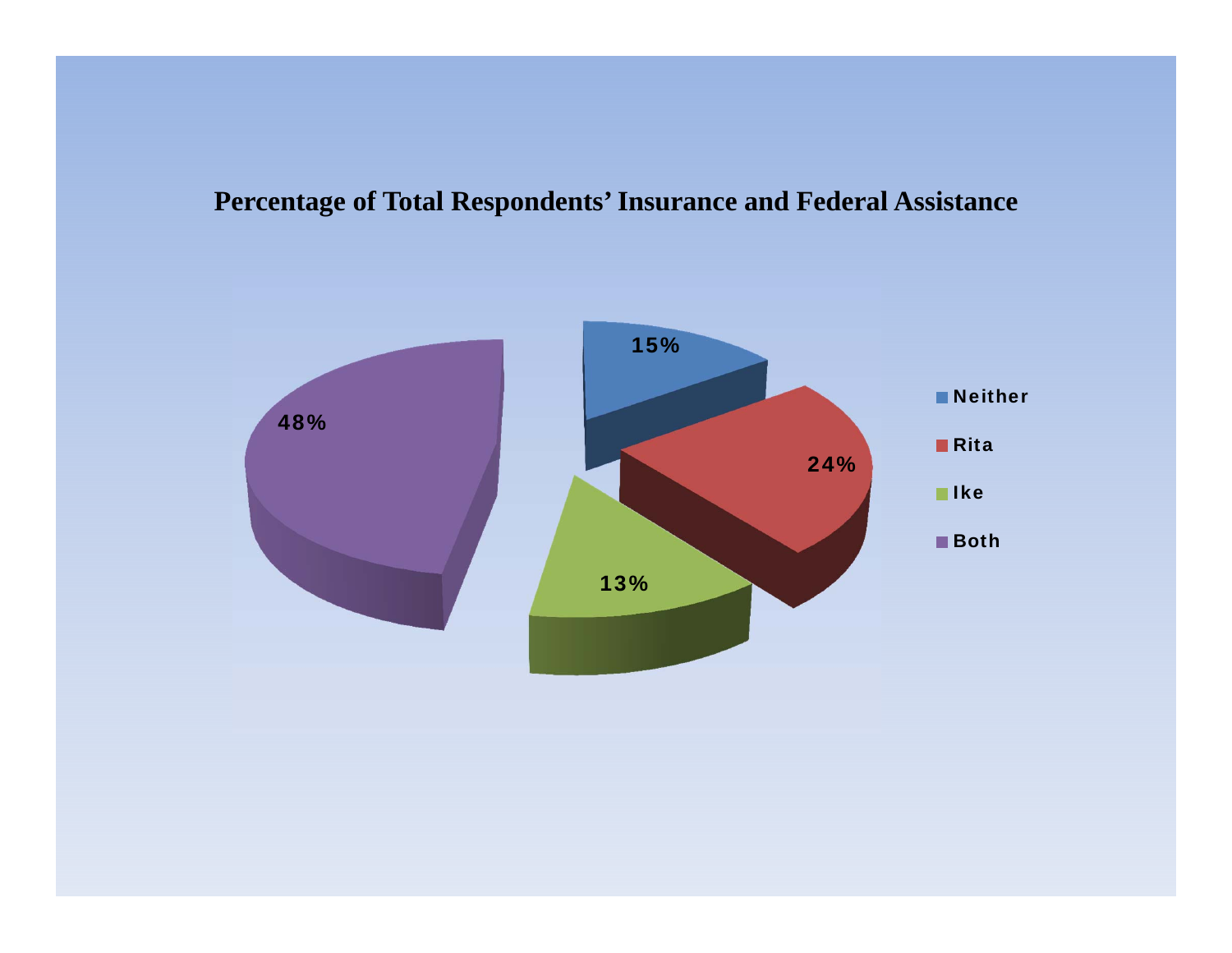**Percentage of Total Respondents' Insurance and Federal Assistance**

15%

24%

13%

48%

Neither

Rita

Ike

Both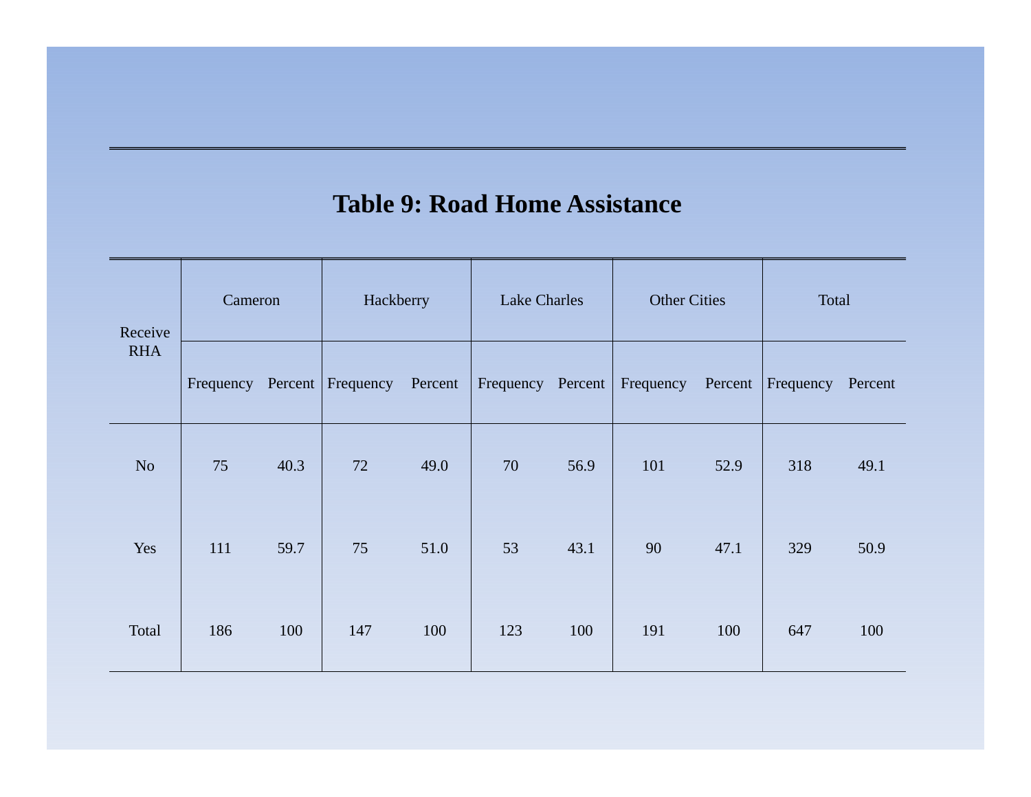# Table 9: Road Home Assistance

| Receive RHA | Cameron | | Hackberry | | Lake Charles | | Other Cities | | Total | |
|---|---|---|---|---|---|---|---|---|---|---|
| | Frequency | Percent | Frequency | Percent | Frequency | Percent | Frequency | Percent | Frequency | Percent |
| No | 75 | 40.3 | 72 | 49.0 | 70 | 56.9 | 101 | 52.9 | 318 | 49.1 |
| Yes | 111 | 59.7 | 75 | 51.0 | 53 | 43.1 | 90 | 47.1 | 329 | 50.9 |
| Total | 186 | 100 | 147 | 100 | 123 | 100 | 191 | 100 | 647 | 100 |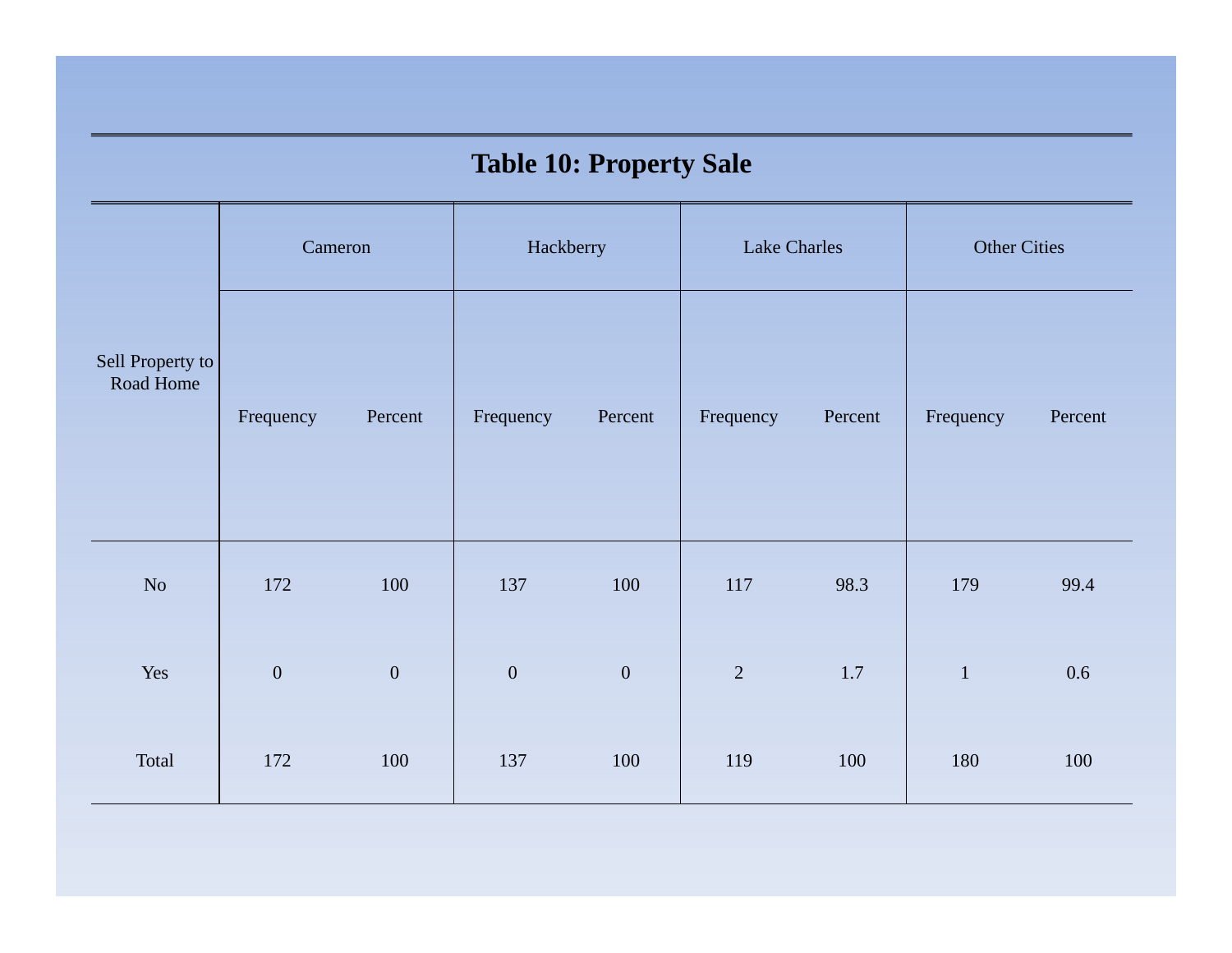## Table 10: Property Sale

| Sell Property to Road Home | Cameron | | Hackberry | | Lake Charles | | Other Cities | |
|---|---|---|---|---|---|---|---|---|
| | Frequency | Percent | Frequency | Percent | Frequency | Percent | Frequency | Percent |
| No | 172 | 100 | 137 | 100 | 117 | 98.3 | 179 | 99.4 |
| Yes | 0 | 0 | 0 | 0 | 2 | 1.7 | 1 | 0.6 |
| Total | 172 | 100 | 137 | 100 | 119 | 100 | 180 | 100 |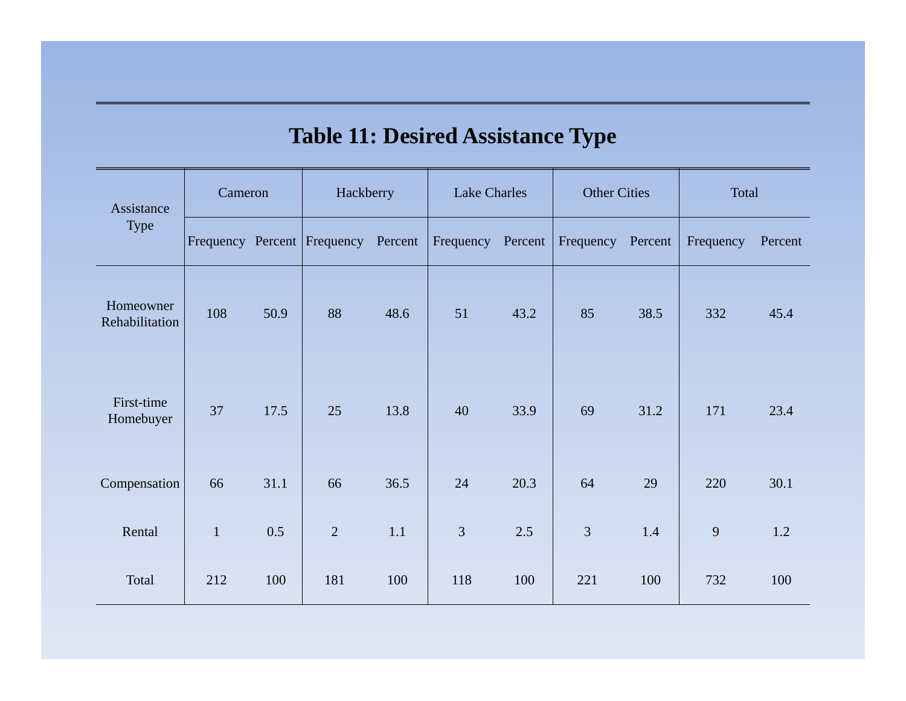# Table 11: Desired Assistance Type

| Assistance Type | Cameron | | Hackberry | | Lake Charles | | Other Cities | | Total | |
|---|---|---|---|---|---|---|---|---|---|---|
| | Frequency | Percent | Frequency | Percent | Frequency | Percent | Frequency | Percent | Frequency | Percent |
| Homeowner Rehabilitation | 108 | 50.9 | 88 | 48.6 | 51 | 43.2 | 85 | 38.5 | 332 | 45.4 |
| First-time Homebuyer | 37 | 17.5 | 25 | 13.8 | 40 | 33.9 | 69 | 31.2 | 171 | 23.4 |
| Compensation | 66 | 31.1 | 66 | 36.5 | 24 | 20.3 | 64 | 29 | 220 | 30.1 |
| Rental | 1 | 0.5 | 2 | 1.1 | 3 | 2.5 | 3 | 1.4 | 9 | 1.2 |
| Total | 212 | 100 | 181 | 100 | 118 | 100 | 221 | 100 | 732 | 100 |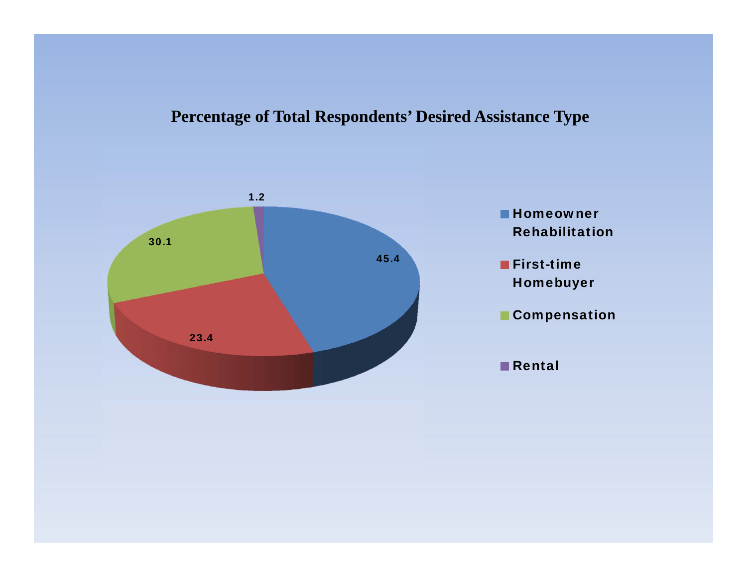## Percentage of Total Respondents' Desired Assistance Type

1.2

30.1

45.4

23.4

Homeowner Rehabilitation

First-time Homebuyer

Compensation

Rental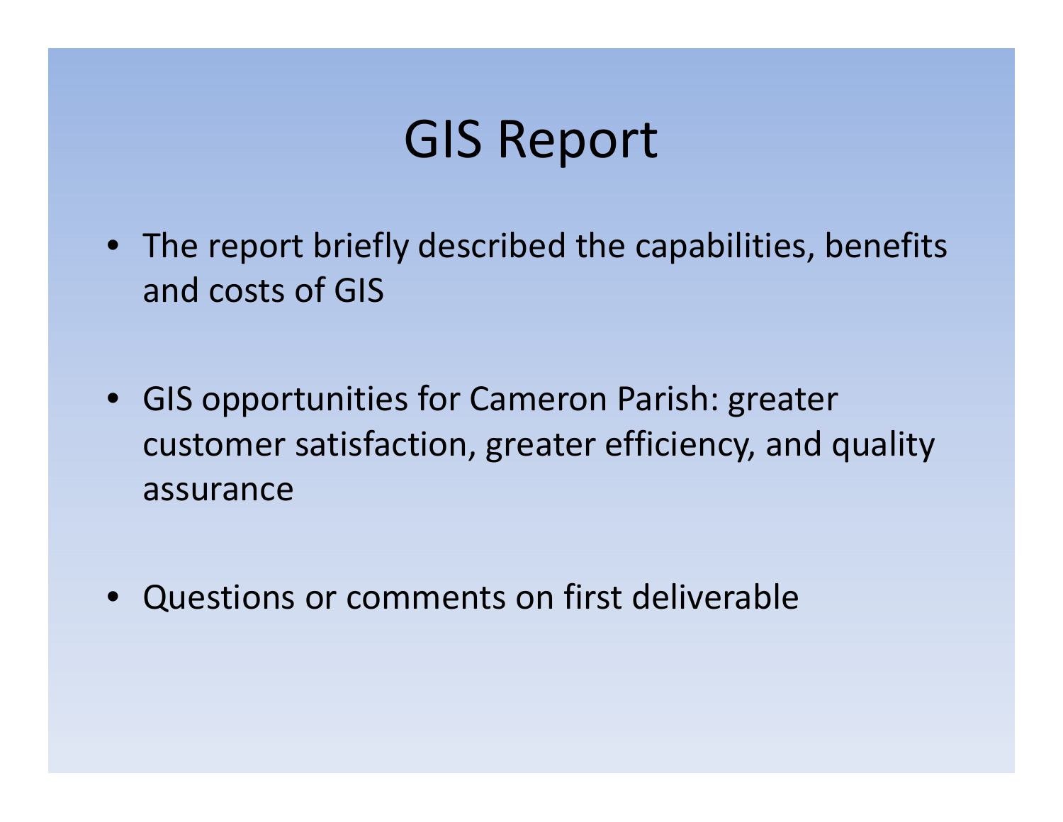# GIS Report

- The report briefly described the capabilities, benefits and costs of GIS
- GIS opportunities for Cameron Parish: greater customer satisfaction, greater efficiency, and quality assurance
- Questions or comments on first deliverable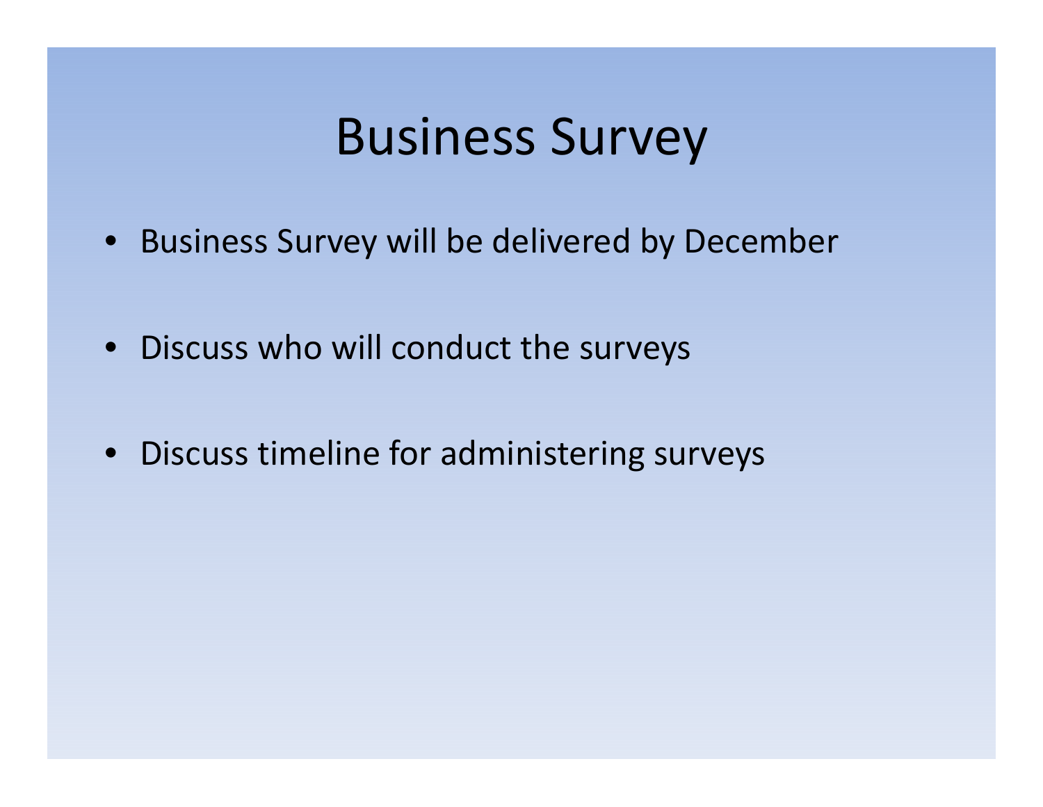# Business Survey

- Business Survey will be delivered by December
- Discuss who will conduct the surveys
- Discuss timeline for administering surveys